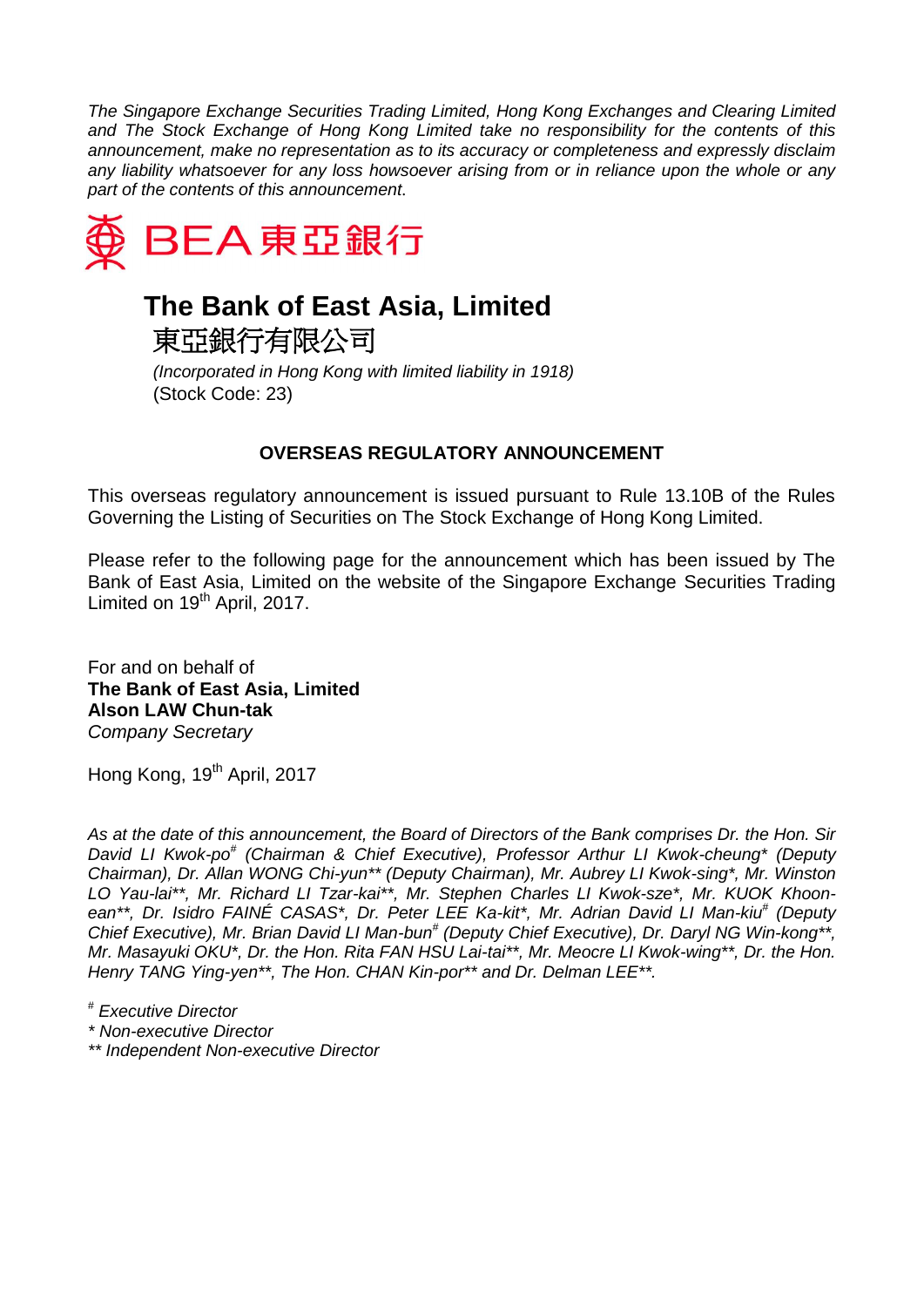*The Singapore Exchange Securities Trading Limited, Hong Kong Exchanges and Clearing Limited and The Stock Exchange of Hong Kong Limited take no responsibility for the contents of this announcement, make no representation as to its accuracy or completeness and expressly disclaim any liability whatsoever for any loss howsoever arising from or in reliance upon the whole or any part of the contents of this announcement.*

BEA 東亞銀行

# The Bank of East Asia, Limited

# 東亞銀行有限公司

*(Incorporated in Hong Kong with limited liability in 1918)*
(Stock Code: 23)

## OVERSEAS REGULATORY ANNOUNCEMENT

This overseas regulatory announcement is issued pursuant to Rule 13.10B of the Rules Governing the Listing of Securities on The Stock Exchange of Hong Kong Limited.

Please refer to the following page for the announcement which has been issued by The Bank of East Asia, Limited on the website of the Singapore Exchange Securities Trading Limited on 19th April, 2017.

For and on behalf of
**The Bank of East Asia, Limited**
**Alson LAW Chun-tak**
*Company Secretary*

Hong Kong, 19th April, 2017

*As at the date of this announcement, the Board of Directors of the Bank comprises Dr. the Hon. Sir David LI Kwok-po# (Chairman & Chief Executive), Professor Arthur LI Kwok-cheung* (Deputy Chairman), Dr. Allan WONG Chi-yun** (Deputy Chairman), Mr. Aubrey LI Kwok-sing*, Mr. Winston LO Yau-lai**, Mr. Richard LI Tzar-kai**, Mr. Stephen Charles LI Kwok-sze*, Mr. KUOK Khoon-ean**, Dr. Isidro FAINÉ CASAS*, Dr. Peter LEE Ka-kit*, Mr. Adrian David LI Man-kiu# (Deputy Chief Executive), Mr. Brian David LI Man-bun# (Deputy Chief Executive), Dr. Daryl NG Win-kong**, Mr. Masayuki OKU*, Dr. the Hon. Rita FAN HSU Lai-tai**, Mr. Meocre LI Kwok-wing**, Dr. the Hon. Henry TANG Ying-yen**, The Hon. CHAN Kin-por** and Dr. Delman LEE**.*

*# Executive Director*
** Non-executive Director*
*** Independent Non-executive Director*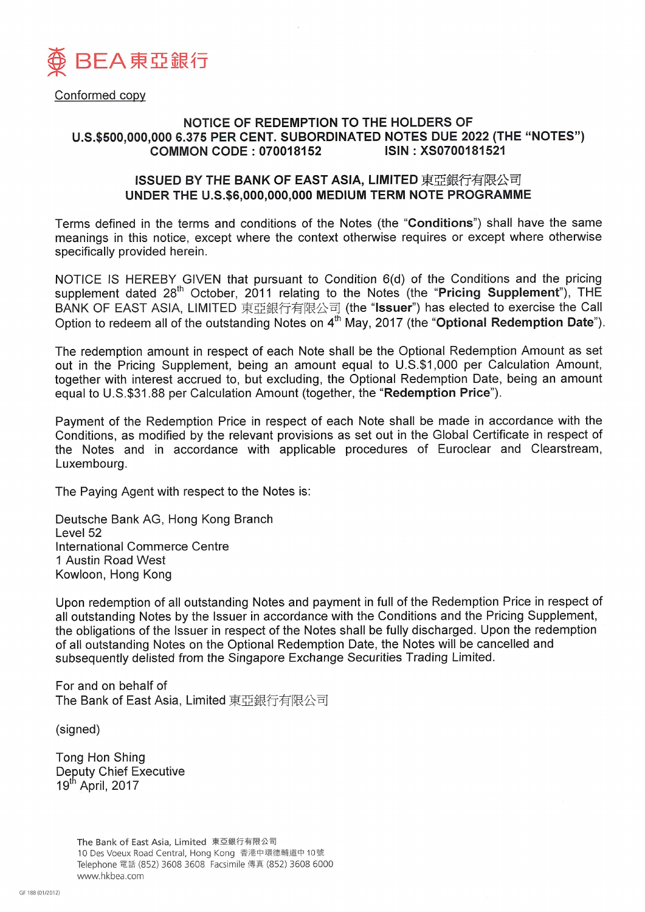BEA 東亞銀行

Conformed copy

**NOTICE OF REDEMPTION TO THE HOLDERS OF**
**U.S.$500,000,000 6.375 PER CENT. SUBORDINATED NOTES DUE 2022 (THE "NOTES")**
**COMMON CODE : 070018152 ISIN : XS0700181521**

**ISSUED BY THE BANK OF EAST ASIA, LIMITED 東亞銀行有限公司**
**UNDER THE U.S.$6,000,000,000 MEDIUM TERM NOTE PROGRAMME**

Terms defined in the terms and conditions of the Notes (the "**Conditions**") shall have the same meanings in this notice, except where the context otherwise requires or except where otherwise specifically provided herein.

NOTICE IS HEREBY GIVEN that pursuant to Condition 6(d) of the Conditions and the pricing supplement dated 28th October, 2011 relating to the Notes (the "**Pricing Supplement**"), THE BANK OF EAST ASIA, LIMITED 東亞銀行有限公司 (the "**Issuer**") has elected to exercise the Call Option to redeem all of the outstanding Notes on 4th May, 2017 (the "**Optional Redemption Date**").

The redemption amount in respect of each Note shall be the Optional Redemption Amount as set out in the Pricing Supplement, being an amount equal to U.S.$1,000 per Calculation Amount, together with interest accrued to, but excluding, the Optional Redemption Date, being an amount equal to U.S.$31.88 per Calculation Amount (together, the "**Redemption Price**").

Payment of the Redemption Price in respect of each Note shall be made in accordance with the Conditions, as modified by the relevant provisions as set out in the Global Certificate in respect of the Notes and in accordance with applicable procedures of Euroclear and Clearstream, Luxembourg.

The Paying Agent with respect to the Notes is:

Deutsche Bank AG, Hong Kong Branch
Level 52
International Commerce Centre
1 Austin Road West
Kowloon, Hong Kong

Upon redemption of all outstanding Notes and payment in full of the Redemption Price in respect of all outstanding Notes by the Issuer in accordance with the Conditions and the Pricing Supplement, the obligations of the Issuer in respect of the Notes shall be fully discharged. Upon the redemption of all outstanding Notes on the Optional Redemption Date, the Notes will be cancelled and subsequently delisted from the Singapore Exchange Securities Trading Limited.

For and on behalf of
The Bank of East Asia, Limited 東亞銀行有限公司

(signed)

Tong Hon Shing
Deputy Chief Executive
19th April, 2017

The Bank of East Asia, Limited 東亞銀行有限公司
10 Des Voeux Road Central, Hong Kong 香港中環德輔道中10號
Telephone 電話 (852) 3608 3608 Facsimile 傳真 (852) 3608 6000
www.hkbea.com

GF 188 (01/2012)